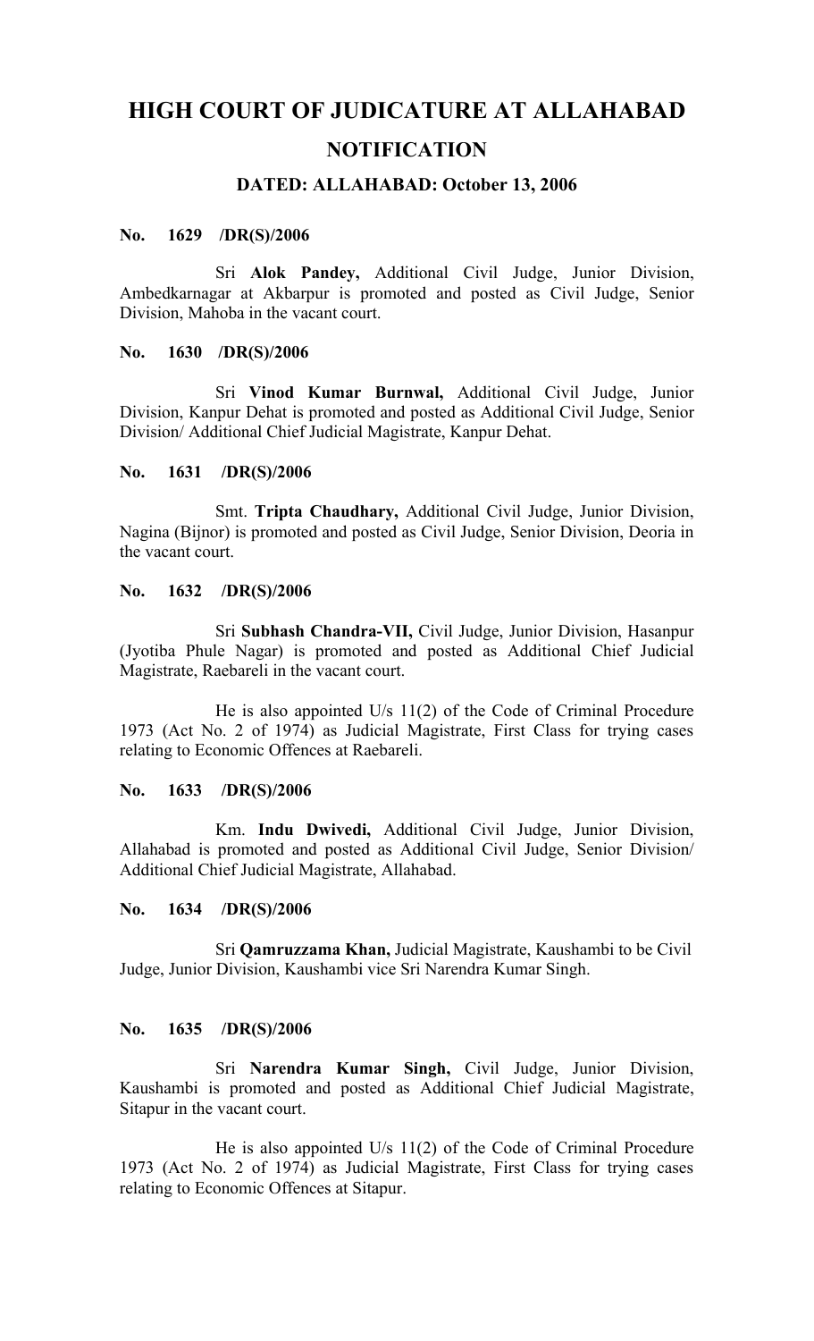# HIGH COURT OF JUDICATURE AT ALLAHABAD

## NOTIFICATION

### DATED: ALLAHABAD: October 13, 2006

**No. 1629 /DR(S)/2006**

Sri **Alok Pandey,** Additional Civil Judge, Junior Division, Ambedkarnagar at Akbarpur is promoted and posted as Civil Judge, Senior Division, Mahoba in the vacant court.

**No. 1630 /DR(S)/2006**

Sri **Vinod Kumar Burnwal,** Additional Civil Judge, Junior Division, Kanpur Dehat is promoted and posted as Additional Civil Judge, Senior Division/ Additional Chief Judicial Magistrate, Kanpur Dehat.

**No. 1631 /DR(S)/2006**

Smt. **Tripta Chaudhary,** Additional Civil Judge, Junior Division, Nagina (Bijnor) is promoted and posted as Civil Judge, Senior Division, Deoria in the vacant court.

**No. 1632 /DR(S)/2006**

Sri **Subhash Chandra-VII,** Civil Judge, Junior Division, Hasanpur (Jyotiba Phule Nagar) is promoted and posted as Additional Chief Judicial Magistrate, Raebareli in the vacant court.

He is also appointed U/s 11(2) of the Code of Criminal Procedure 1973 (Act No. 2 of 1974) as Judicial Magistrate, First Class for trying cases relating to Economic Offences at Raebareli.

**No. 1633 /DR(S)/2006**

Km. **Indu Dwivedi,** Additional Civil Judge, Junior Division, Allahabad is promoted and posted as Additional Civil Judge, Senior Division/ Additional Chief Judicial Magistrate, Allahabad.

**No. 1634 /DR(S)/2006**

Sri **Qamruzzama Khan,** Judicial Magistrate, Kaushambi to be Civil Judge, Junior Division, Kaushambi vice Sri Narendra Kumar Singh.

**No. 1635 /DR(S)/2006**

Sri **Narendra Kumar Singh,** Civil Judge, Junior Division, Kaushambi is promoted and posted as Additional Chief Judicial Magistrate, Sitapur in the vacant court.

He is also appointed U/s 11(2) of the Code of Criminal Procedure 1973 (Act No. 2 of 1974) as Judicial Magistrate, First Class for trying cases relating to Economic Offences at Sitapur.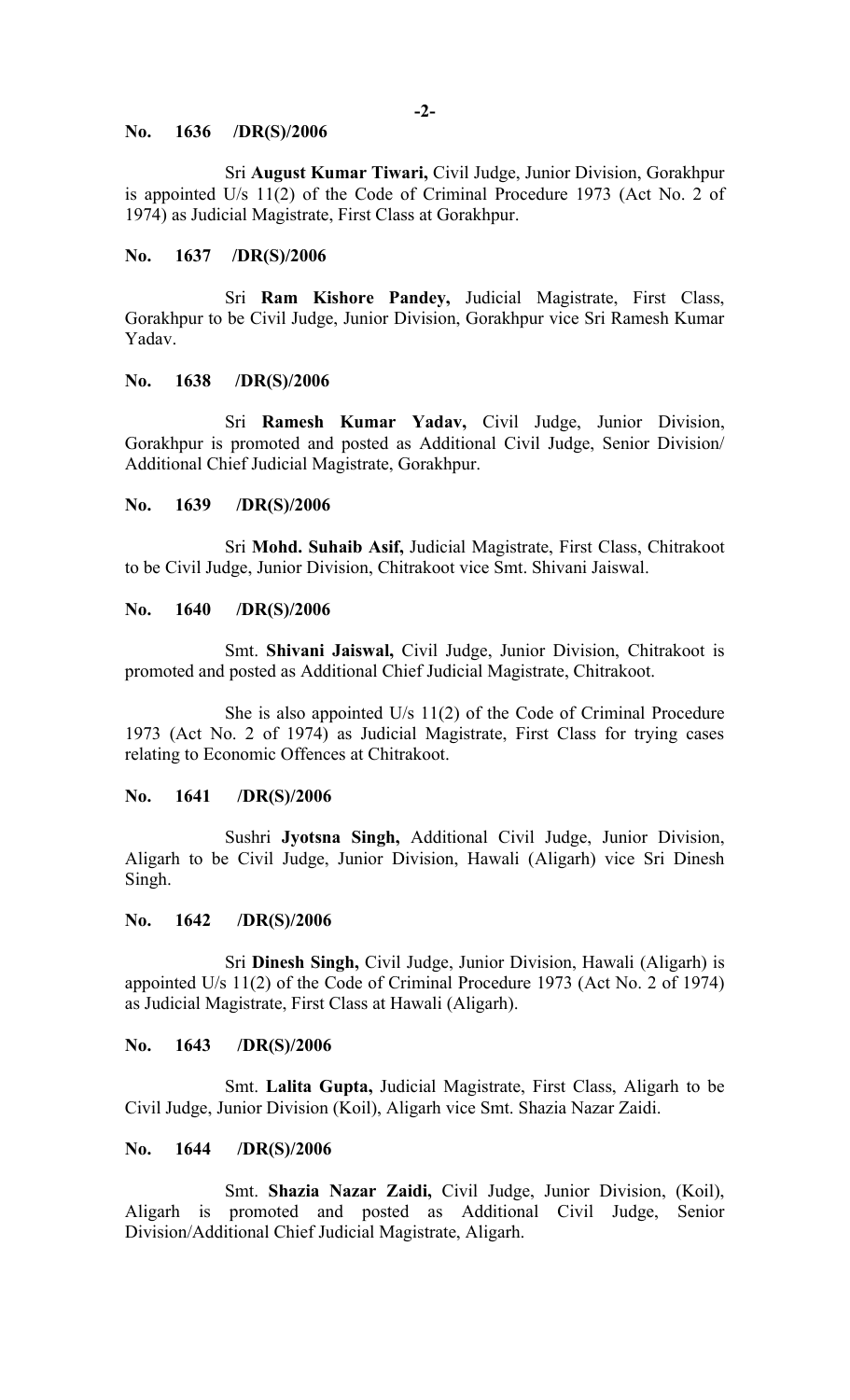**No. 1636 /DR(S)/2006**

Sri **August Kumar Tiwari,** Civil Judge, Junior Division, Gorakhpur is appointed U/s 11(2) of the Code of Criminal Procedure 1973 (Act No. 2 of 1974) as Judicial Magistrate, First Class at Gorakhpur.

**No. 1637 /DR(S)/2006**

Sri **Ram Kishore Pandey,** Judicial Magistrate, First Class, Gorakhpur to be Civil Judge, Junior Division, Gorakhpur vice Sri Ramesh Kumar Yadav.

**No. 1638 /DR(S)/2006**

Sri **Ramesh Kumar Yadav,** Civil Judge, Junior Division, Gorakhpur is promoted and posted as Additional Civil Judge, Senior Division/ Additional Chief Judicial Magistrate, Gorakhpur.

**No. 1639 /DR(S)/2006**

Sri **Mohd. Suhaib Asif,** Judicial Magistrate, First Class, Chitrakoot to be Civil Judge, Junior Division, Chitrakoot vice Smt. Shivani Jaiswal.

**No. 1640 /DR(S)/2006**

Smt. **Shivani Jaiswal,** Civil Judge, Junior Division, Chitrakoot is promoted and posted as Additional Chief Judicial Magistrate, Chitrakoot.

She is also appointed U/s 11(2) of the Code of Criminal Procedure 1973 (Act No. 2 of 1974) as Judicial Magistrate, First Class for trying cases relating to Economic Offences at Chitrakoot.

**No. 1641 /DR(S)/2006**

Sushri **Jyotsna Singh,** Additional Civil Judge, Junior Division, Aligarh to be Civil Judge, Junior Division, Hawali (Aligarh) vice Sri Dinesh Singh.

**No. 1642 /DR(S)/2006**

Sri **Dinesh Singh,** Civil Judge, Junior Division, Hawali (Aligarh) is appointed U/s 11(2) of the Code of Criminal Procedure 1973 (Act No. 2 of 1974) as Judicial Magistrate, First Class at Hawali (Aligarh).

**No. 1643 /DR(S)/2006**

Smt. **Lalita Gupta,** Judicial Magistrate, First Class, Aligarh to be Civil Judge, Junior Division (Koil), Aligarh vice Smt. Shazia Nazar Zaidi.

**No. 1644 /DR(S)/2006**

Smt. **Shazia Nazar Zaidi,** Civil Judge, Junior Division, (Koil), Aligarh is promoted and posted as Additional Civil Judge, Senior Division/Additional Chief Judicial Magistrate, Aligarh.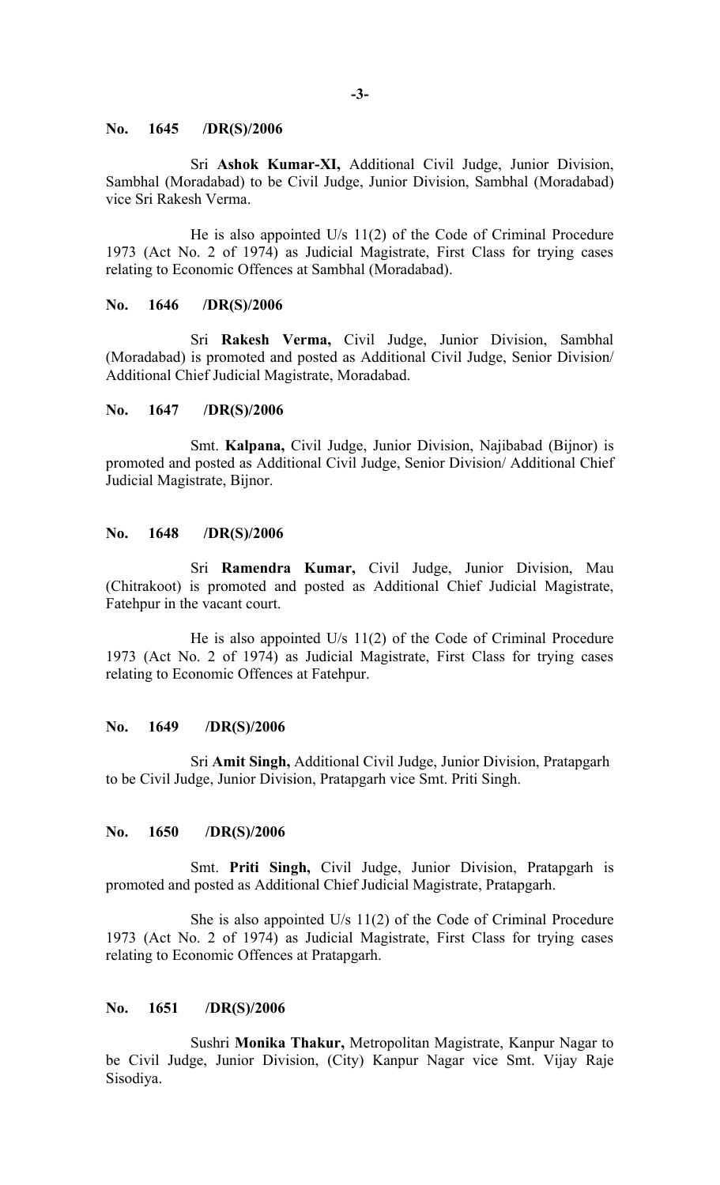**No. 1645 /DR(S)/2006**

Sri **Ashok Kumar-XI,** Additional Civil Judge, Junior Division, Sambhal (Moradabad) to be Civil Judge, Junior Division, Sambhal (Moradabad) vice Sri Rakesh Verma.

He is also appointed U/s 11(2) of the Code of Criminal Procedure 1973 (Act No. 2 of 1974) as Judicial Magistrate, First Class for trying cases relating to Economic Offences at Sambhal (Moradabad).

**No. 1646 /DR(S)/2006**

Sri **Rakesh Verma,** Civil Judge, Junior Division, Sambhal (Moradabad) is promoted and posted as Additional Civil Judge, Senior Division/ Additional Chief Judicial Magistrate, Moradabad.

**No. 1647 /DR(S)/2006**

Smt. **Kalpana,** Civil Judge, Junior Division, Najibabad (Bijnor) is promoted and posted as Additional Civil Judge, Senior Division/ Additional Chief Judicial Magistrate, Bijnor.

**No. 1648 /DR(S)/2006**

Sri **Ramendra Kumar,** Civil Judge, Junior Division, Mau (Chitrakoot) is promoted and posted as Additional Chief Judicial Magistrate, Fatehpur in the vacant court.

He is also appointed U/s 11(2) of the Code of Criminal Procedure 1973 (Act No. 2 of 1974) as Judicial Magistrate, First Class for trying cases relating to Economic Offences at Fatehpur.

**No. 1649 /DR(S)/2006**

Sri **Amit Singh,** Additional Civil Judge, Junior Division, Pratapgarh to be Civil Judge, Junior Division, Pratapgarh vice Smt. Priti Singh.

**No. 1650 /DR(S)/2006**

Smt. **Priti Singh,** Civil Judge, Junior Division, Pratapgarh is promoted and posted as Additional Chief Judicial Magistrate, Pratapgarh.

She is also appointed U/s 11(2) of the Code of Criminal Procedure 1973 (Act No. 2 of 1974) as Judicial Magistrate, First Class for trying cases relating to Economic Offences at Pratapgarh.

**No. 1651 /DR(S)/2006**

Sushri **Monika Thakur,** Metropolitan Magistrate, Kanpur Nagar to be Civil Judge, Junior Division, (City) Kanpur Nagar vice Smt. Vijay Raje Sisodiya.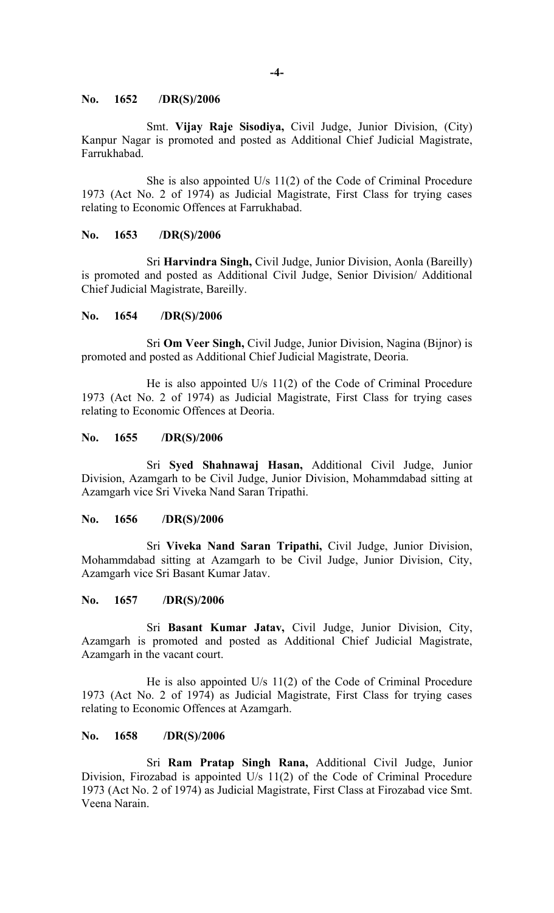**No. 1652 /DR(S)/2006**

Smt. **Vijay Raje Sisodiya,** Civil Judge, Junior Division, (City) Kanpur Nagar is promoted and posted as Additional Chief Judicial Magistrate, Farrukhabad.

She is also appointed U/s 11(2) of the Code of Criminal Procedure 1973 (Act No. 2 of 1974) as Judicial Magistrate, First Class for trying cases relating to Economic Offences at Farrukhabad.

**No. 1653 /DR(S)/2006**

Sri **Harvindra Singh,** Civil Judge, Junior Division, Aonla (Bareilly) is promoted and posted as Additional Civil Judge, Senior Division/ Additional Chief Judicial Magistrate, Bareilly.

**No. 1654 /DR(S)/2006**

Sri **Om Veer Singh,** Civil Judge, Junior Division, Nagina (Bijnor) is promoted and posted as Additional Chief Judicial Magistrate, Deoria.

He is also appointed U/s 11(2) of the Code of Criminal Procedure 1973 (Act No. 2 of 1974) as Judicial Magistrate, First Class for trying cases relating to Economic Offences at Deoria.

**No. 1655 /DR(S)/2006**

Sri **Syed Shahnawaj Hasan,** Additional Civil Judge, Junior Division, Azamgarh to be Civil Judge, Junior Division, Mohammdabad sitting at Azamgarh vice Sri Viveka Nand Saran Tripathi.

**No. 1656 /DR(S)/2006**

Sri **Viveka Nand Saran Tripathi,** Civil Judge, Junior Division, Mohammdabad sitting at Azamgarh to be Civil Judge, Junior Division, City, Azamgarh vice Sri Basant Kumar Jatav.

**No. 1657 /DR(S)/2006**

Sri **Basant Kumar Jatav,** Civil Judge, Junior Division, City, Azamgarh is promoted and posted as Additional Chief Judicial Magistrate, Azamgarh in the vacant court.

He is also appointed U/s 11(2) of the Code of Criminal Procedure 1973 (Act No. 2 of 1974) as Judicial Magistrate, First Class for trying cases relating to Economic Offences at Azamgarh.

**No. 1658 /DR(S)/2006**

Sri **Ram Pratap Singh Rana,** Additional Civil Judge, Junior Division, Firozabad is appointed U/s 11(2) of the Code of Criminal Procedure 1973 (Act No. 2 of 1974) as Judicial Magistrate, First Class at Firozabad vice Smt. Veena Narain.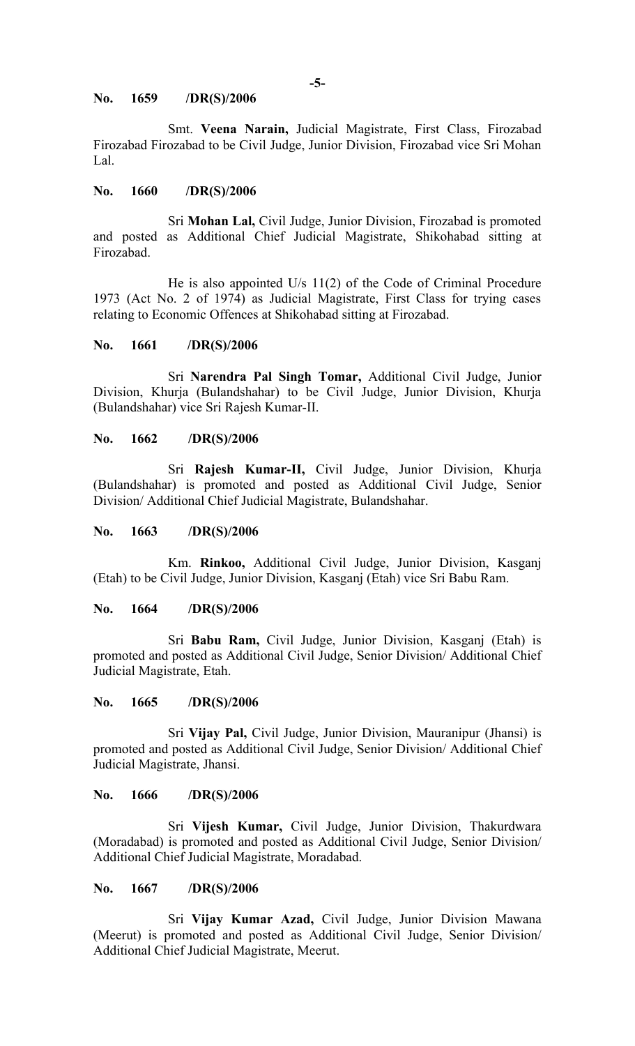**No. 1659 /DR(S)/2006**

Smt. **Veena Narain,** Judicial Magistrate, First Class, Firozabad Firozabad Firozabad to be Civil Judge, Junior Division, Firozabad vice Sri Mohan Lal.

**No. 1660 /DR(S)/2006**

Sri **Mohan Lal,** Civil Judge, Junior Division, Firozabad is promoted and posted as Additional Chief Judicial Magistrate, Shikohabad sitting at Firozabad.

He is also appointed U/s 11(2) of the Code of Criminal Procedure 1973 (Act No. 2 of 1974) as Judicial Magistrate, First Class for trying cases relating to Economic Offences at Shikohabad sitting at Firozabad.

**No. 1661 /DR(S)/2006**

Sri **Narendra Pal Singh Tomar,** Additional Civil Judge, Junior Division, Khurja (Bulandshahar) to be Civil Judge, Junior Division, Khurja (Bulandshahar) vice Sri Rajesh Kumar-II.

**No. 1662 /DR(S)/2006**

Sri **Rajesh Kumar-II,** Civil Judge, Junior Division, Khurja (Bulandshahar) is promoted and posted as Additional Civil Judge, Senior Division/ Additional Chief Judicial Magistrate, Bulandshahar.

**No. 1663 /DR(S)/2006**

Km. **Rinkoo,** Additional Civil Judge, Junior Division, Kasganj (Etah) to be Civil Judge, Junior Division, Kasganj (Etah) vice Sri Babu Ram.

**No. 1664 /DR(S)/2006**

Sri **Babu Ram,** Civil Judge, Junior Division, Kasganj (Etah) is promoted and posted as Additional Civil Judge, Senior Division/ Additional Chief Judicial Magistrate, Etah.

**No. 1665 /DR(S)/2006**

Sri **Vijay Pal,** Civil Judge, Junior Division, Mauranipur (Jhansi) is promoted and posted as Additional Civil Judge, Senior Division/ Additional Chief Judicial Magistrate, Jhansi.

**No. 1666 /DR(S)/2006**

Sri **Vijesh Kumar,** Civil Judge, Junior Division, Thakurdwara (Moradabad) is promoted and posted as Additional Civil Judge, Senior Division/ Additional Chief Judicial Magistrate, Moradabad.

**No. 1667 /DR(S)/2006**

Sri **Vijay Kumar Azad,** Civil Judge, Junior Division Mawana (Meerut) is promoted and posted as Additional Civil Judge, Senior Division/ Additional Chief Judicial Magistrate, Meerut.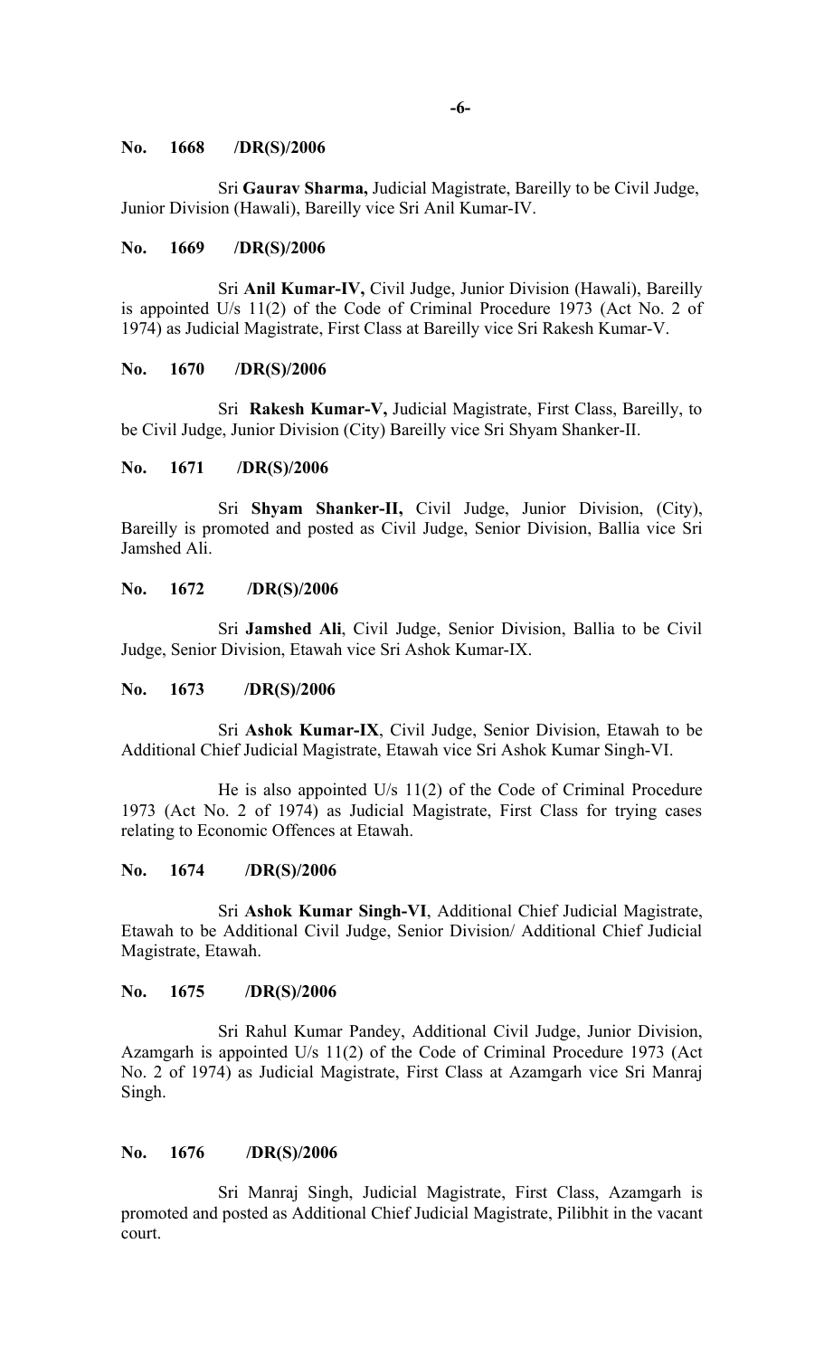**No. 1668 /DR(S)/2006**

Sri **Gaurav Sharma,** Judicial Magistrate, Bareilly to be Civil Judge, Junior Division (Hawali), Bareilly vice Sri Anil Kumar-IV.

**No. 1669 /DR(S)/2006**

Sri **Anil Kumar-IV,** Civil Judge, Junior Division (Hawali), Bareilly is appointed U/s 11(2) of the Code of Criminal Procedure 1973 (Act No. 2 of 1974) as Judicial Magistrate, First Class at Bareilly vice Sri Rakesh Kumar-V.

**No. 1670 /DR(S)/2006**

Sri **Rakesh Kumar-V,** Judicial Magistrate, First Class, Bareilly, to be Civil Judge, Junior Division (City) Bareilly vice Sri Shyam Shanker-II.

**No. 1671 /DR(S)/2006**

Sri **Shyam Shanker-II,** Civil Judge, Junior Division, (City), Bareilly is promoted and posted as Civil Judge, Senior Division, Ballia vice Sri Jamshed Ali.

**No. 1672 /DR(S)/2006**

Sri **Jamshed Ali**, Civil Judge, Senior Division, Ballia to be Civil Judge, Senior Division, Etawah vice Sri Ashok Kumar-IX.

**No. 1673 /DR(S)/2006**

Sri **Ashok Kumar-IX**, Civil Judge, Senior Division, Etawah to be Additional Chief Judicial Magistrate, Etawah vice Sri Ashok Kumar Singh-VI.

He is also appointed U/s 11(2) of the Code of Criminal Procedure 1973 (Act No. 2 of 1974) as Judicial Magistrate, First Class for trying cases relating to Economic Offences at Etawah.

**No. 1674 /DR(S)/2006**

Sri **Ashok Kumar Singh-VI**, Additional Chief Judicial Magistrate, Etawah to be Additional Civil Judge, Senior Division/ Additional Chief Judicial Magistrate, Etawah.

**No. 1675 /DR(S)/2006**

Sri Rahul Kumar Pandey, Additional Civil Judge, Junior Division, Azamgarh is appointed U/s 11(2) of the Code of Criminal Procedure 1973 (Act No. 2 of 1974) as Judicial Magistrate, First Class at Azamgarh vice Sri Manraj Singh.

**No. 1676 /DR(S)/2006**

Sri Manraj Singh, Judicial Magistrate, First Class, Azamgarh is promoted and posted as Additional Chief Judicial Magistrate, Pilibhit in the vacant court.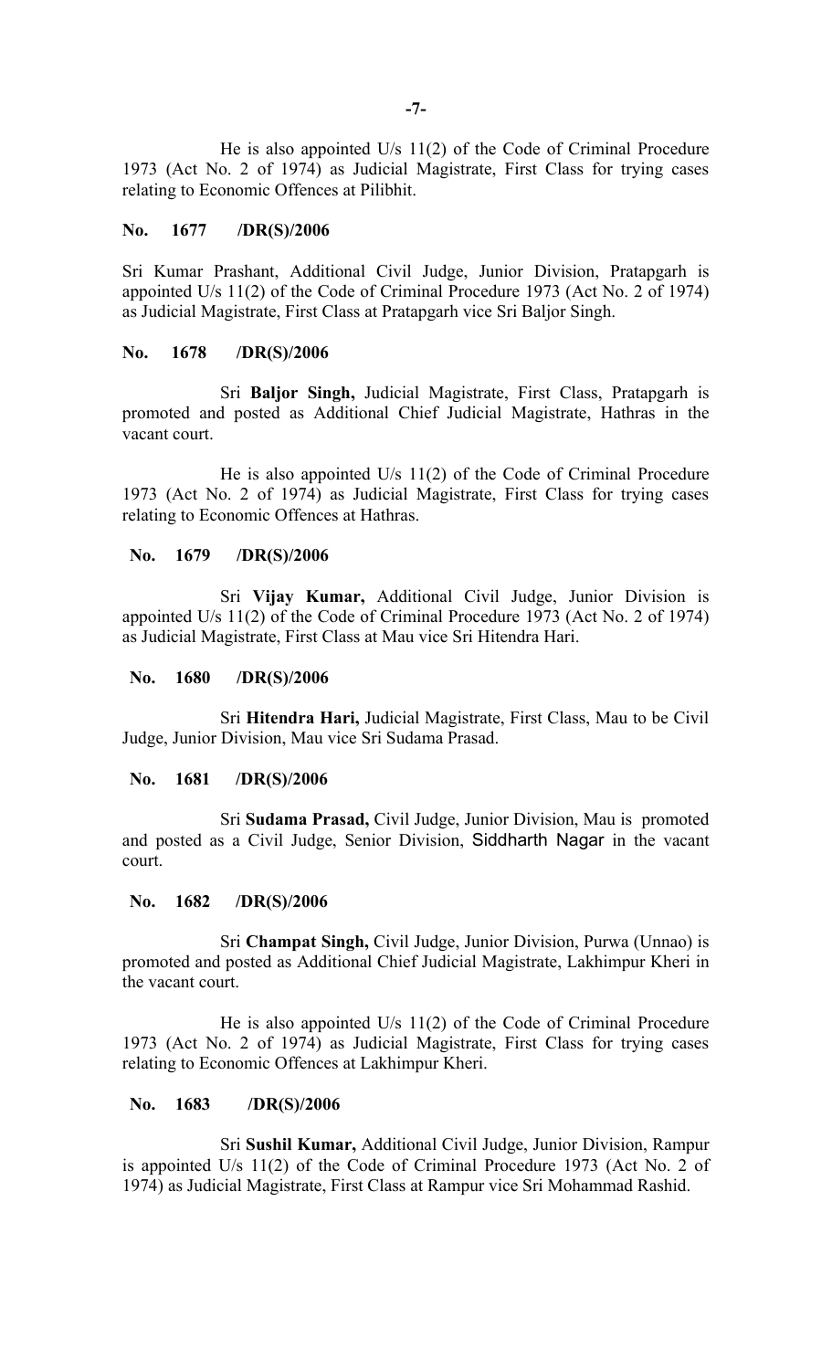He is also appointed U/s 11(2) of the Code of Criminal Procedure 1973 (Act No. 2 of 1974) as Judicial Magistrate, First Class for trying cases relating to Economic Offences at Pilibhit.

**No. 1677 /DR(S)/2006**

Sri Kumar Prashant, Additional Civil Judge, Junior Division, Pratapgarh is appointed U/s 11(2) of the Code of Criminal Procedure 1973 (Act No. 2 of 1974) as Judicial Magistrate, First Class at Pratapgarh vice Sri Baljor Singh.

**No. 1678 /DR(S)/2006**

Sri **Baljor Singh,** Judicial Magistrate, First Class, Pratapgarh is promoted and posted as Additional Chief Judicial Magistrate, Hathras in the vacant court.

He is also appointed U/s 11(2) of the Code of Criminal Procedure 1973 (Act No. 2 of 1974) as Judicial Magistrate, First Class for trying cases relating to Economic Offences at Hathras.

**No. 1679 /DR(S)/2006**

Sri **Vijay Kumar,** Additional Civil Judge, Junior Division is appointed U/s 11(2) of the Code of Criminal Procedure 1973 (Act No. 2 of 1974) as Judicial Magistrate, First Class at Mau vice Sri Hitendra Hari.

**No. 1680 /DR(S)/2006**

Sri **Hitendra Hari,** Judicial Magistrate, First Class, Mau to be Civil Judge, Junior Division, Mau vice Sri Sudama Prasad.

**No. 1681 /DR(S)/2006**

Sri **Sudama Prasad,** Civil Judge, Junior Division, Mau is promoted and posted as a Civil Judge, Senior Division, Siddharth Nagar in the vacant court.

**No. 1682 /DR(S)/2006**

Sri **Champat Singh,** Civil Judge, Junior Division, Purwa (Unnao) is promoted and posted as Additional Chief Judicial Magistrate, Lakhimpur Kheri in the vacant court.

He is also appointed U/s 11(2) of the Code of Criminal Procedure 1973 (Act No. 2 of 1974) as Judicial Magistrate, First Class for trying cases relating to Economic Offences at Lakhimpur Kheri.

**No. 1683 /DR(S)/2006**

Sri **Sushil Kumar,** Additional Civil Judge, Junior Division, Rampur is appointed U/s 11(2) of the Code of Criminal Procedure 1973 (Act No. 2 of 1974) as Judicial Magistrate, First Class at Rampur vice Sri Mohammad Rashid.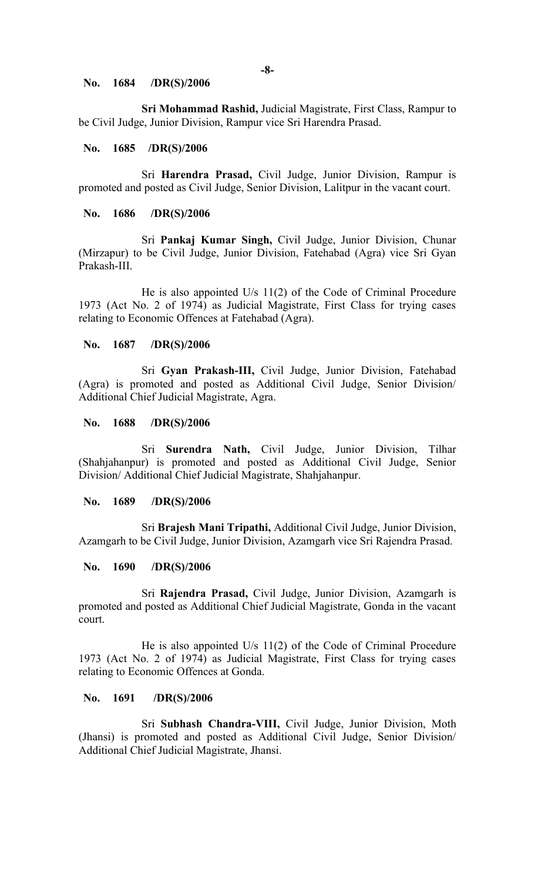**No. 1684 /DR(S)/2006**

**Sri Mohammad Rashid,** Judicial Magistrate, First Class, Rampur to be Civil Judge, Junior Division, Rampur vice Sri Harendra Prasad.

**No. 1685 /DR(S)/2006**

Sri **Harendra Prasad,** Civil Judge, Junior Division, Rampur is promoted and posted as Civil Judge, Senior Division, Lalitpur in the vacant court.

**No. 1686 /DR(S)/2006**

Sri **Pankaj Kumar Singh,** Civil Judge, Junior Division, Chunar (Mirzapur) to be Civil Judge, Junior Division, Fatehabad (Agra) vice Sri Gyan Prakash-III.

He is also appointed U/s 11(2) of the Code of Criminal Procedure 1973 (Act No. 2 of 1974) as Judicial Magistrate, First Class for trying cases relating to Economic Offences at Fatehabad (Agra).

**No. 1687 /DR(S)/2006**

Sri **Gyan Prakash-III,** Civil Judge, Junior Division, Fatehabad (Agra) is promoted and posted as Additional Civil Judge, Senior Division/ Additional Chief Judicial Magistrate, Agra.

**No. 1688 /DR(S)/2006**

Sri **Surendra Nath,** Civil Judge, Junior Division, Tilhar (Shahjahanpur) is promoted and posted as Additional Civil Judge, Senior Division/ Additional Chief Judicial Magistrate, Shahjahanpur.

**No. 1689 /DR(S)/2006**

Sri **Brajesh Mani Tripathi,** Additional Civil Judge, Junior Division, Azamgarh to be Civil Judge, Junior Division, Azamgarh vice Sri Rajendra Prasad.

**No. 1690 /DR(S)/2006**

Sri **Rajendra Prasad,** Civil Judge, Junior Division, Azamgarh is promoted and posted as Additional Chief Judicial Magistrate, Gonda in the vacant court.

He is also appointed U/s 11(2) of the Code of Criminal Procedure 1973 (Act No. 2 of 1974) as Judicial Magistrate, First Class for trying cases relating to Economic Offences at Gonda.

**No. 1691 /DR(S)/2006**

Sri **Subhash Chandra-VIII,** Civil Judge, Junior Division, Moth (Jhansi) is promoted and posted as Additional Civil Judge, Senior Division/ Additional Chief Judicial Magistrate, Jhansi.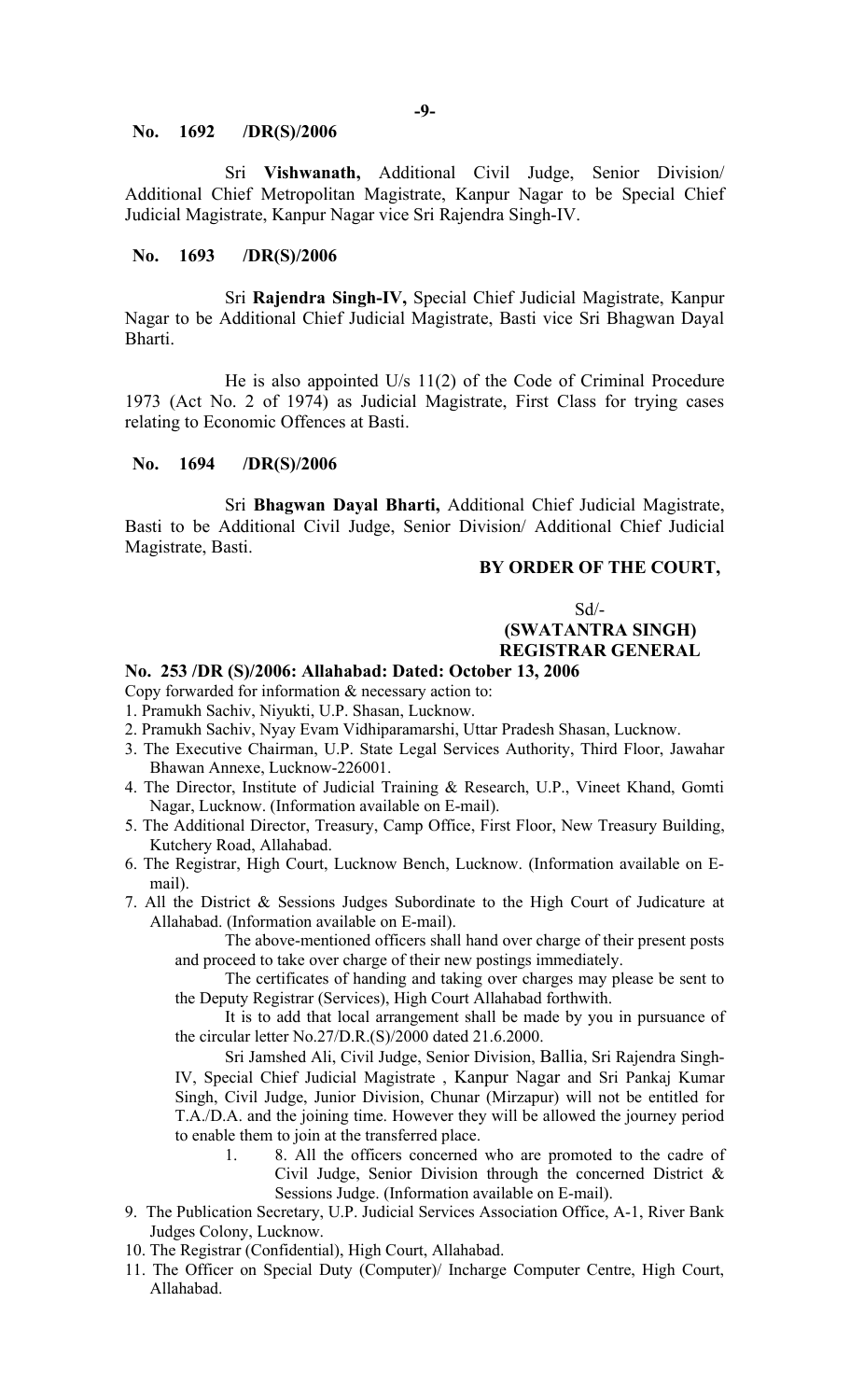**No. 1692 /DR(S)/2006**

Sri **Vishwanath,** Additional Civil Judge, Senior Division/ Additional Chief Metropolitan Magistrate, Kanpur Nagar to be Special Chief Judicial Magistrate, Kanpur Nagar vice Sri Rajendra Singh-IV.

**No. 1693 /DR(S)/2006**

Sri **Rajendra Singh-IV,** Special Chief Judicial Magistrate, Kanpur Nagar to be Additional Chief Judicial Magistrate, Basti vice Sri Bhagwan Dayal Bharti.

He is also appointed U/s 11(2) of the Code of Criminal Procedure 1973 (Act No. 2 of 1974) as Judicial Magistrate, First Class for trying cases relating to Economic Offences at Basti.

**No. 1694 /DR(S)/2006**

Sri **Bhagwan Dayal Bharti,** Additional Chief Judicial Magistrate, Basti to be Additional Civil Judge, Senior Division/ Additional Chief Judicial Magistrate, Basti.

**BY ORDER OF THE COURT,**

Sd/-

**(SWATANTRA SINGH)**
**REGISTRAR GENERAL**

**No. 253 /DR (S)/2006: Allahabad: Dated: October 13, 2006**

Copy forwarded for information & necessary action to:

1. Pramukh Sachiv, Niyukti, U.P. Shasan, Lucknow.
2. Pramukh Sachiv, Nyay Evam Vidhiparamarshi, Uttar Pradesh Shasan, Lucknow.
3. The Executive Chairman, U.P. State Legal Services Authority, Third Floor, Jawahar Bhawan Annexe, Lucknow-226001.
4. The Director, Institute of Judicial Training & Research, U.P., Vineet Khand, Gomti Nagar, Lucknow. (Information available on E-mail).
5. The Additional Director, Treasury, Camp Office, First Floor, New Treasury Building, Kutchery Road, Allahabad.
6. The Registrar, High Court, Lucknow Bench, Lucknow. (Information available on E-mail).
7. All the District & Sessions Judges Subordinate to the High Court of Judicature at Allahabad. (Information available on E-mail).

   The above-mentioned officers shall hand over charge of their present posts and proceed to take over charge of their new postings immediately.

   The certificates of handing and taking over charges may please be sent to the Deputy Registrar (Services), High Court Allahabad forthwith.

   It is to add that local arrangement shall be made by you in pursuance of the circular letter No.27/D.R.(S)/2000 dated 21.6.2000.

   Sri Jamshed Ali, Civil Judge, Senior Division, Ballia, Sri Rajendra Singh-IV, Special Chief Judicial Magistrate , Kanpur Nagar and Sri Pankaj Kumar Singh, Civil Judge, Junior Division, Chunar (Mirzapur) will not be entitled for T.A./D.A. and the joining time. However they will be allowed the journey period to enable them to join at the transferred place.

   1. 8. All the officers concerned who are promoted to the cadre of Civil Judge, Senior Division through the concerned District & Sessions Judge. (Information available on E-mail).

9. The Publication Secretary, U.P. Judicial Services Association Office, A-1, River Bank Judges Colony, Lucknow.
10. The Registrar (Confidential), High Court, Allahabad.
11. The Officer on Special Duty (Computer)/ Incharge Computer Centre, High Court, Allahabad.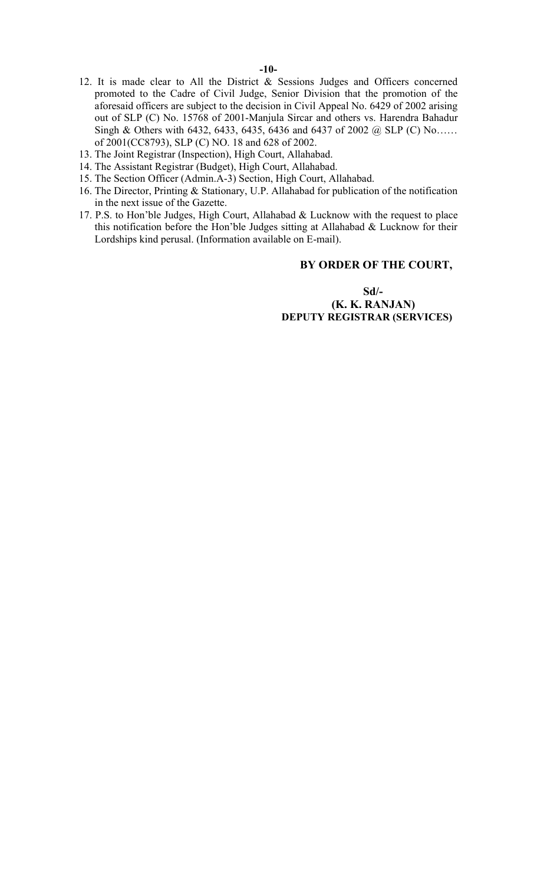12. It is made clear to All the District & Sessions Judges and Officers concerned promoted to the Cadre of Civil Judge, Senior Division that the promotion of the aforesaid officers are subject to the decision in Civil Appeal No. 6429 of 2002 arising out of SLP (C) No. 15768 of 2001-Manjula Sircar and others vs. Harendra Bahadur Singh & Others with 6432, 6433, 6435, 6436 and 6437 of 2002 @ SLP (C) No…… of 2001(CC8793), SLP (C) NO. 18 and 628 of 2002.
13. The Joint Registrar (Inspection), High Court, Allahabad.
14. The Assistant Registrar (Budget), High Court, Allahabad.
15. The Section Officer (Admin.A-3) Section, High Court, Allahabad.
16. The Director, Printing & Stationary, U.P. Allahabad for publication of the notification in the next issue of the Gazette.
17. P.S. to Hon'ble Judges, High Court, Allahabad & Lucknow with the request to place this notification before the Hon'ble Judges sitting at Allahabad & Lucknow for their Lordships kind perusal. (Information available on E-mail).

**BY ORDER OF THE COURT,**

**Sd/-**
**(K. K. RANJAN)**
**DEPUTY REGISTRAR (SERVICES)**